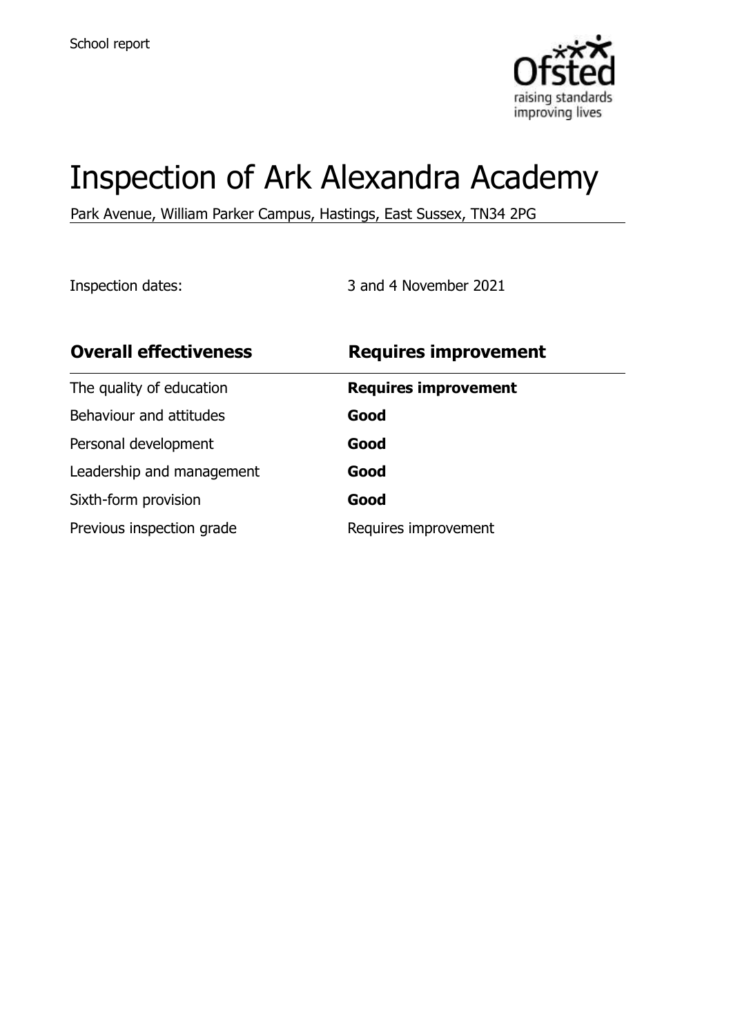School report

# Inspection of Ark Alexandra Academy

Park Avenue, William Parker Campus, Hastings, East Sussex, TN34 2PG

Inspection dates: 3 and 4 November 2021

| **Overall effectiveness** | **Requires improvement** |
|---|---|
| The quality of education | **Requires improvement** |
| Behaviour and attitudes | **Good** |
| Personal development | **Good** |
| Leadership and management | **Good** |
| Sixth-form provision | **Good** |
| Previous inspection grade | Requires improvement |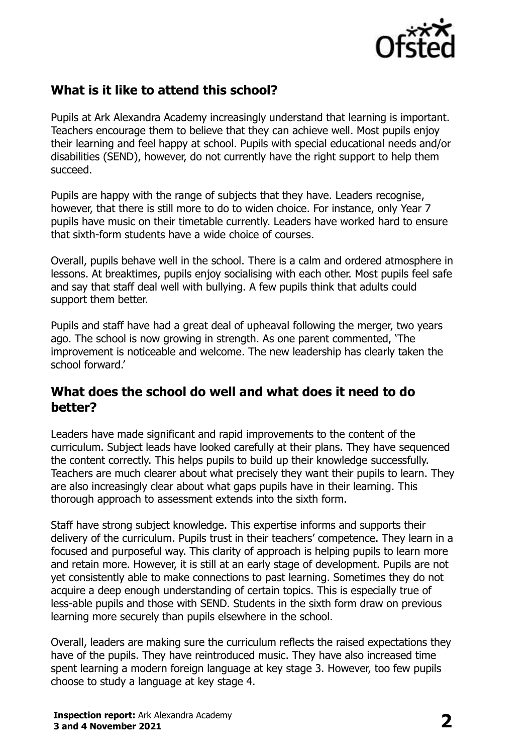## What is it like to attend this school?

Pupils at Ark Alexandra Academy increasingly understand that learning is important. Teachers encourage them to believe that they can achieve well. Most pupils enjoy their learning and feel happy at school. Pupils with special educational needs and/or disabilities (SEND), however, do not currently have the right support to help them succeed.

Pupils are happy with the range of subjects that they have. Leaders recognise, however, that there is still more to do to widen choice. For instance, only Year 7 pupils have music on their timetable currently. Leaders have worked hard to ensure that sixth-form students have a wide choice of courses.

Overall, pupils behave well in the school. There is a calm and ordered atmosphere in lessons. At breaktimes, pupils enjoy socialising with each other. Most pupils feel safe and say that staff deal well with bullying. A few pupils think that adults could support them better.

Pupils and staff have had a great deal of upheaval following the merger, two years ago. The school is now growing in strength. As one parent commented, 'The improvement is noticeable and welcome. The new leadership has clearly taken the school forward.'

## What does the school do well and what does it need to do better?

Leaders have made significant and rapid improvements to the content of the curriculum. Subject leads have looked carefully at their plans. They have sequenced the content correctly. This helps pupils to build up their knowledge successfully. Teachers are much clearer about what precisely they want their pupils to learn. They are also increasingly clear about what gaps pupils have in their learning. This thorough approach to assessment extends into the sixth form.

Staff have strong subject knowledge. This expertise informs and supports their delivery of the curriculum. Pupils trust in their teachers' competence. They learn in a focused and purposeful way. This clarity of approach is helping pupils to learn more and retain more. However, it is still at an early stage of development. Pupils are not yet consistently able to make connections to past learning. Sometimes they do not acquire a deep enough understanding of certain topics. This is especially true of less-able pupils and those with SEND. Students in the sixth form draw on previous learning more securely than pupils elsewhere in the school.

Overall, leaders are making sure the curriculum reflects the raised expectations they have of the pupils. They have reintroduced music. They have also increased time spent learning a modern foreign language at key stage 3. However, too few pupils choose to study a language at key stage 4.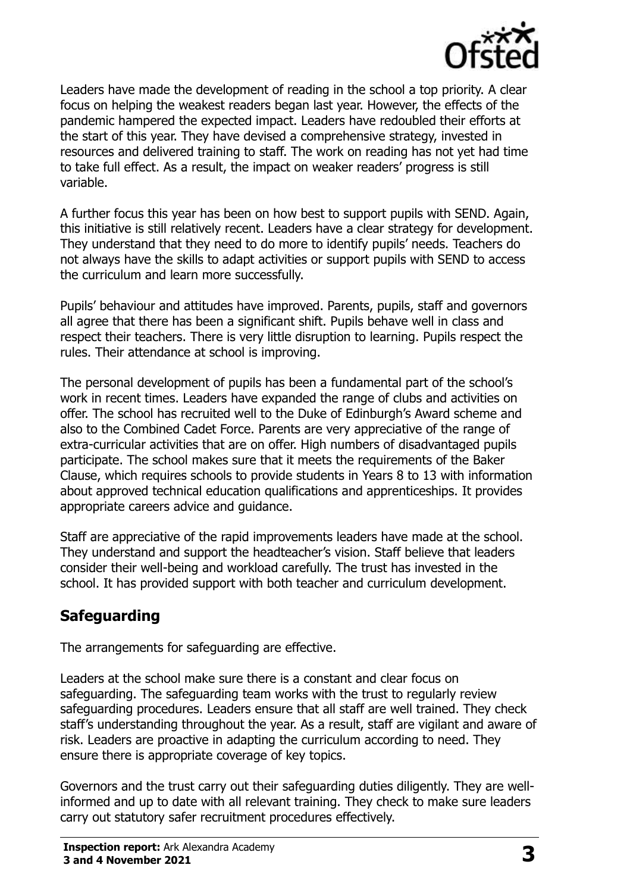Leaders have made the development of reading in the school a top priority. A clear focus on helping the weakest readers began last year. However, the effects of the pandemic hampered the expected impact. Leaders have redoubled their efforts at the start of this year. They have devised a comprehensive strategy, invested in resources and delivered training to staff. The work on reading has not yet had time to take full effect. As a result, the impact on weaker readers' progress is still variable.

A further focus this year has been on how best to support pupils with SEND. Again, this initiative is still relatively recent. Leaders have a clear strategy for development. They understand that they need to do more to identify pupils' needs. Teachers do not always have the skills to adapt activities or support pupils with SEND to access the curriculum and learn more successfully.

Pupils' behaviour and attitudes have improved. Parents, pupils, staff and governors all agree that there has been a significant shift. Pupils behave well in class and respect their teachers. There is very little disruption to learning. Pupils respect the rules. Their attendance at school is improving.

The personal development of pupils has been a fundamental part of the school's work in recent times. Leaders have expanded the range of clubs and activities on offer. The school has recruited well to the Duke of Edinburgh's Award scheme and also to the Combined Cadet Force. Parents are very appreciative of the range of extra-curricular activities that are on offer. High numbers of disadvantaged pupils participate. The school makes sure that it meets the requirements of the Baker Clause, which requires schools to provide students in Years 8 to 13 with information about approved technical education qualifications and apprenticeships. It provides appropriate careers advice and guidance.

Staff are appreciative of the rapid improvements leaders have made at the school. They understand and support the headteacher's vision. Staff believe that leaders consider their well-being and workload carefully. The trust has invested in the school. It has provided support with both teacher and curriculum development.

## Safeguarding

The arrangements for safeguarding are effective.

Leaders at the school make sure there is a constant and clear focus on safeguarding. The safeguarding team works with the trust to regularly review safeguarding procedures. Leaders ensure that all staff are well trained. They check staff's understanding throughout the year. As a result, staff are vigilant and aware of risk. Leaders are proactive in adapting the curriculum according to need. They ensure there is appropriate coverage of key topics.

Governors and the trust carry out their safeguarding duties diligently. They are well-informed and up to date with all relevant training. They check to make sure leaders carry out statutory safer recruitment procedures effectively.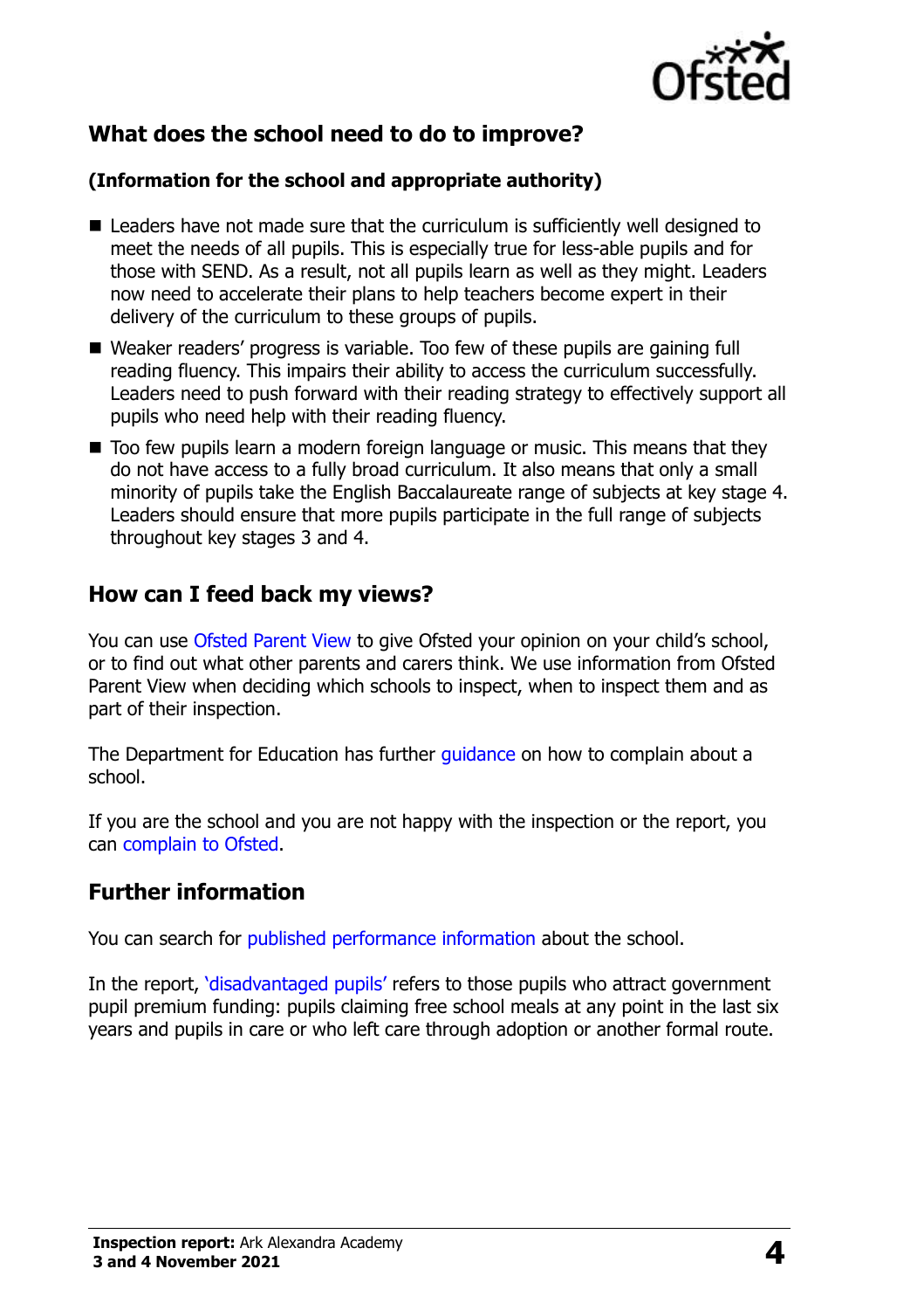## What does the school need to do to improve?

**(Information for the school and appropriate authority)**

- Leaders have not made sure that the curriculum is sufficiently well designed to meet the needs of all pupils. This is especially true for less-able pupils and for those with SEND. As a result, not all pupils learn as well as they might. Leaders now need to accelerate their plans to help teachers become expert in their delivery of the curriculum to these groups of pupils.
- Weaker readers' progress is variable. Too few of these pupils are gaining full reading fluency. This impairs their ability to access the curriculum successfully. Leaders need to push forward with their reading strategy to effectively support all pupils who need help with their reading fluency.
- Too few pupils learn a modern foreign language or music. This means that they do not have access to a fully broad curriculum. It also means that only a small minority of pupils take the English Baccalaureate range of subjects at key stage 4. Leaders should ensure that more pupils participate in the full range of subjects throughout key stages 3 and 4.

## How can I feed back my views?

You can use Ofsted Parent View to give Ofsted your opinion on your child's school, or to find out what other parents and carers think. We use information from Ofsted Parent View when deciding which schools to inspect, when to inspect them and as part of their inspection.

The Department for Education has further guidance on how to complain about a school.

If you are the school and you are not happy with the inspection or the report, you can complain to Ofsted.

## Further information

You can search for published performance information about the school.

In the report, 'disadvantaged pupils' refers to those pupils who attract government pupil premium funding: pupils claiming free school meals at any point in the last six years and pupils in care or who left care through adoption or another formal route.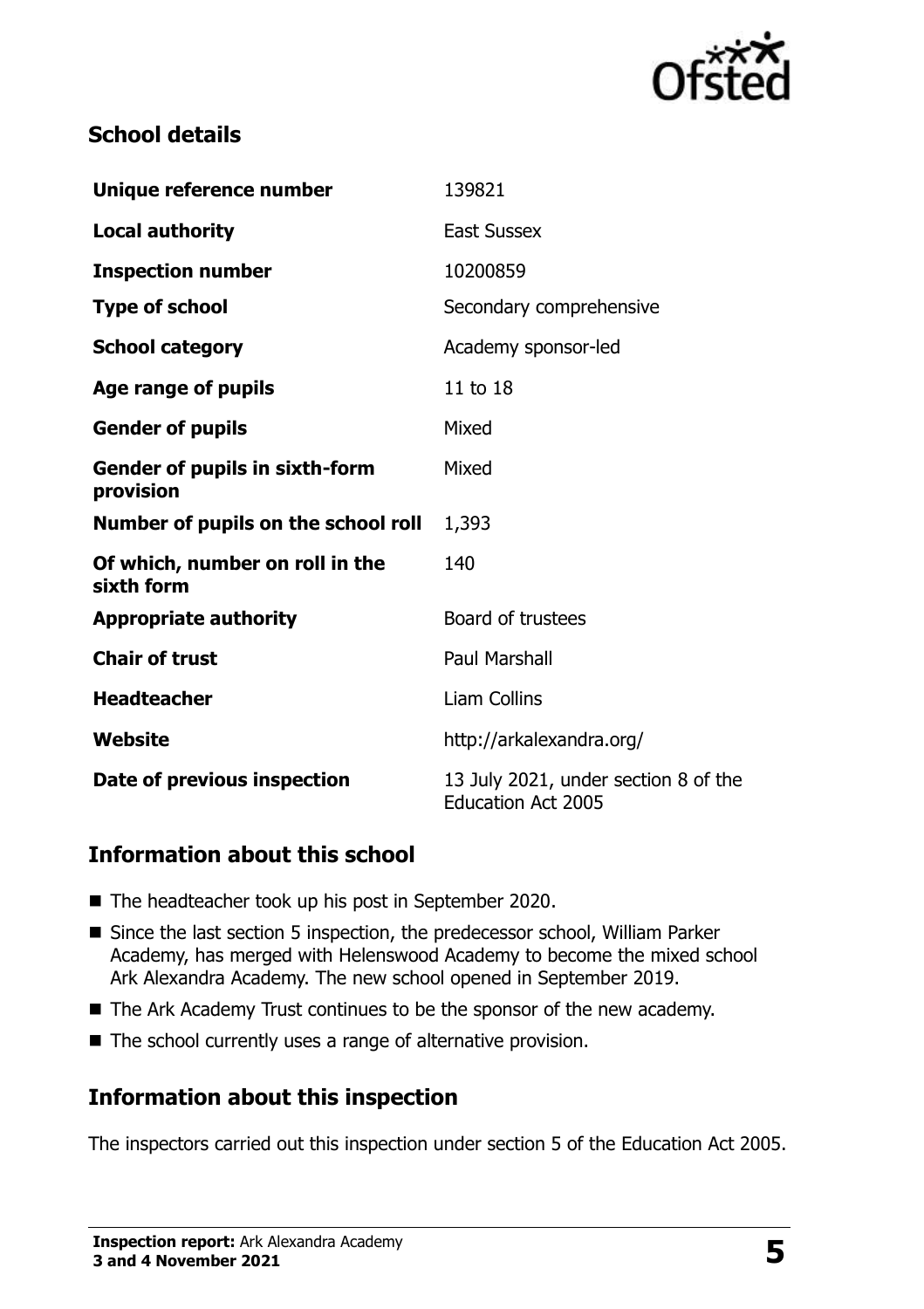## School details

| | |
|---|---|
| **Unique reference number** | 139821 |
| **Local authority** | East Sussex |
| **Inspection number** | 10200859 |
| **Type of school** | Secondary comprehensive |
| **School category** | Academy sponsor-led |
| **Age range of pupils** | 11 to 18 |
| **Gender of pupils** | Mixed |
| **Gender of pupils in sixth-form provision** | Mixed |
| **Number of pupils on the school roll** | 1,393 |
| **Of which, number on roll in the sixth form** | 140 |
| **Appropriate authority** | Board of trustees |
| **Chair of trust** | Paul Marshall |
| **Headteacher** | Liam Collins |
| **Website** | http://arkalexandra.org/ |
| **Date of previous inspection** | 13 July 2021, under section 8 of the Education Act 2005 |

## Information about this school

- The headteacher took up his post in September 2020.
- Since the last section 5 inspection, the predecessor school, William Parker Academy, has merged with Helenswood Academy to become the mixed school Ark Alexandra Academy. The new school opened in September 2019.
- The Ark Academy Trust continues to be the sponsor of the new academy.
- The school currently uses a range of alternative provision.

## Information about this inspection

The inspectors carried out this inspection under section 5 of the Education Act 2005.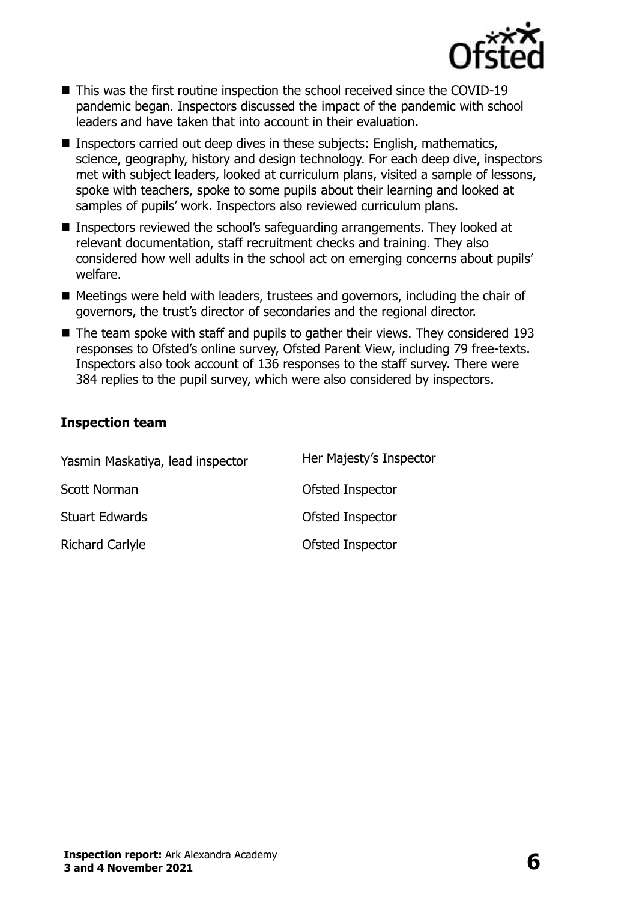- This was the first routine inspection the school received since the COVID-19 pandemic began. Inspectors discussed the impact of the pandemic with school leaders and have taken that into account in their evaluation.
- Inspectors carried out deep dives in these subjects: English, mathematics, science, geography, history and design technology. For each deep dive, inspectors met with subject leaders, looked at curriculum plans, visited a sample of lessons, spoke with teachers, spoke to some pupils about their learning and looked at samples of pupils' work. Inspectors also reviewed curriculum plans.
- Inspectors reviewed the school's safeguarding arrangements. They looked at relevant documentation, staff recruitment checks and training. They also considered how well adults in the school act on emerging concerns about pupils' welfare.
- Meetings were held with leaders, trustees and governors, including the chair of governors, the trust's director of secondaries and the regional director.
- The team spoke with staff and pupils to gather their views. They considered 193 responses to Ofsted's online survey, Ofsted Parent View, including 79 free-texts. Inspectors also took account of 136 responses to the staff survey. There were 384 replies to the pupil survey, which were also considered by inspectors.

### Inspection team

| | |
|---|---|
| Yasmin Maskatiya, lead inspector | Her Majesty's Inspector |
| Scott Norman | Ofsted Inspector |
| Stuart Edwards | Ofsted Inspector |
| Richard Carlyle | Ofsted Inspector |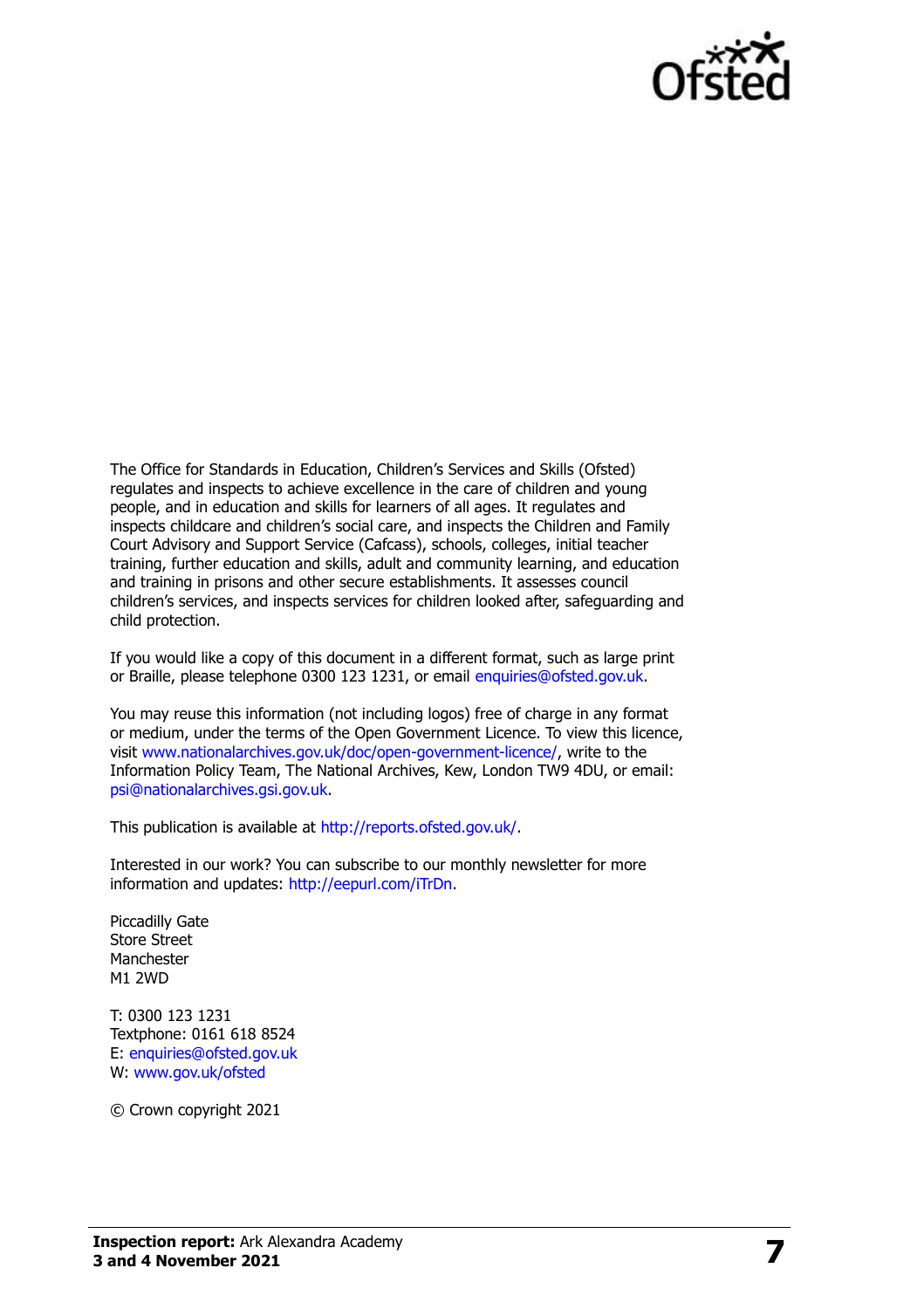The Office for Standards in Education, Children's Services and Skills (Ofsted) regulates and inspects to achieve excellence in the care of children and young people, and in education and skills for learners of all ages. It regulates and inspects childcare and children's social care, and inspects the Children and Family Court Advisory and Support Service (Cafcass), schools, colleges, initial teacher training, further education and skills, adult and community learning, and education and training in prisons and other secure establishments. It assesses council children's services, and inspects services for children looked after, safeguarding and child protection.

If you would like a copy of this document in a different format, such as large print or Braille, please telephone 0300 123 1231, or email enquiries@ofsted.gov.uk.

You may reuse this information (not including logos) free of charge in any format or medium, under the terms of the Open Government Licence. To view this licence, visit www.nationalarchives.gov.uk/doc/open-government-licence/, write to the Information Policy Team, The National Archives, Kew, London TW9 4DU, or email: psi@nationalarchives.gsi.gov.uk.

This publication is available at http://reports.ofsted.gov.uk/.

Interested in our work? You can subscribe to our monthly newsletter for more information and updates: http://eepurl.com/iTrDn.

Piccadilly Gate
Store Street
Manchester
M1 2WD

T: 0300 123 1231
Textphone: 0161 618 8524
E: enquiries@ofsted.gov.uk
W: www.gov.uk/ofsted

© Crown copyright 2021